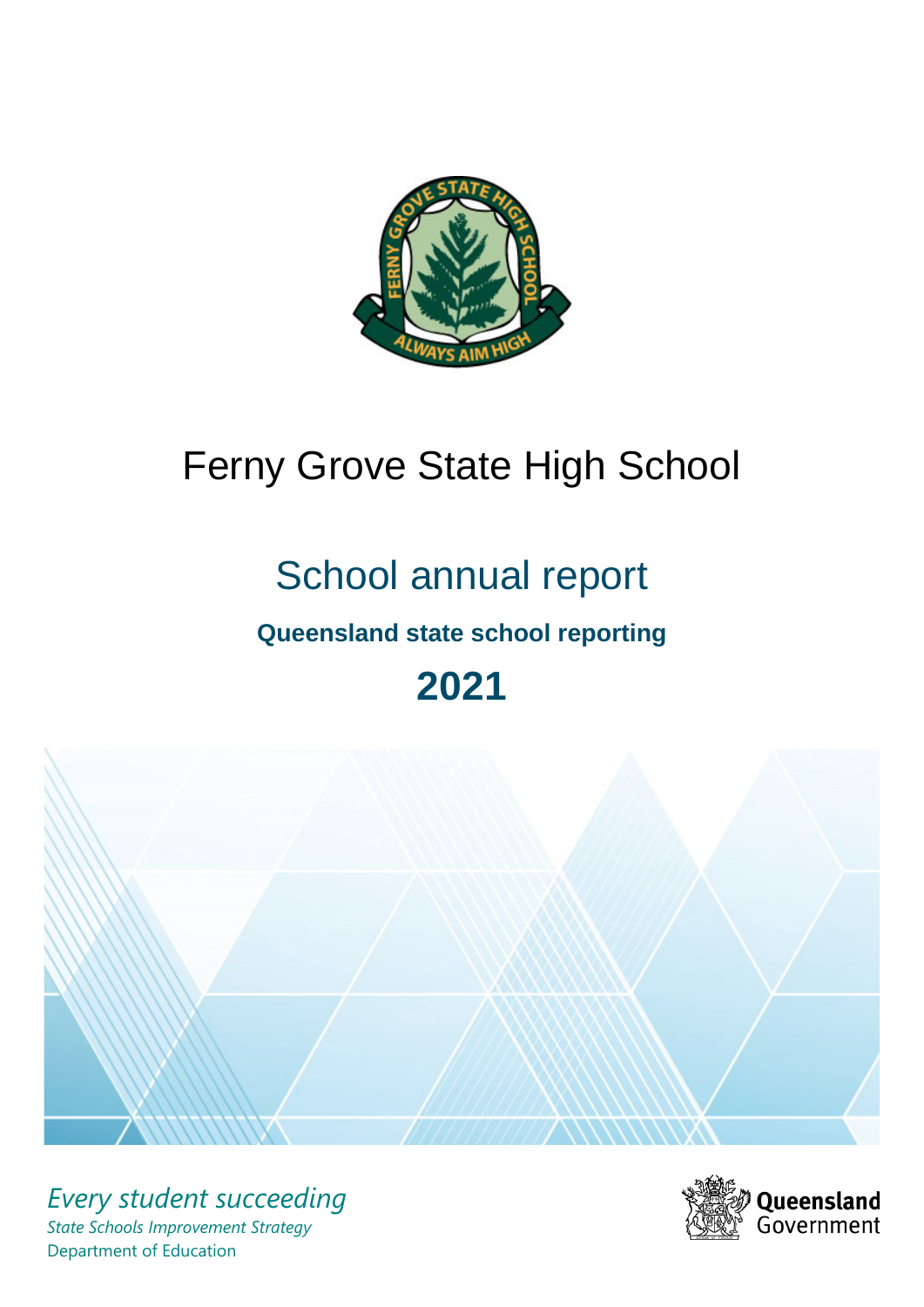# Ferny Grove State High School

## School annual report

### Queensland state school reporting

## 2021

*Every student succeeding*

*State Schools Improvement Strategy*

Department of Education

Queensland Government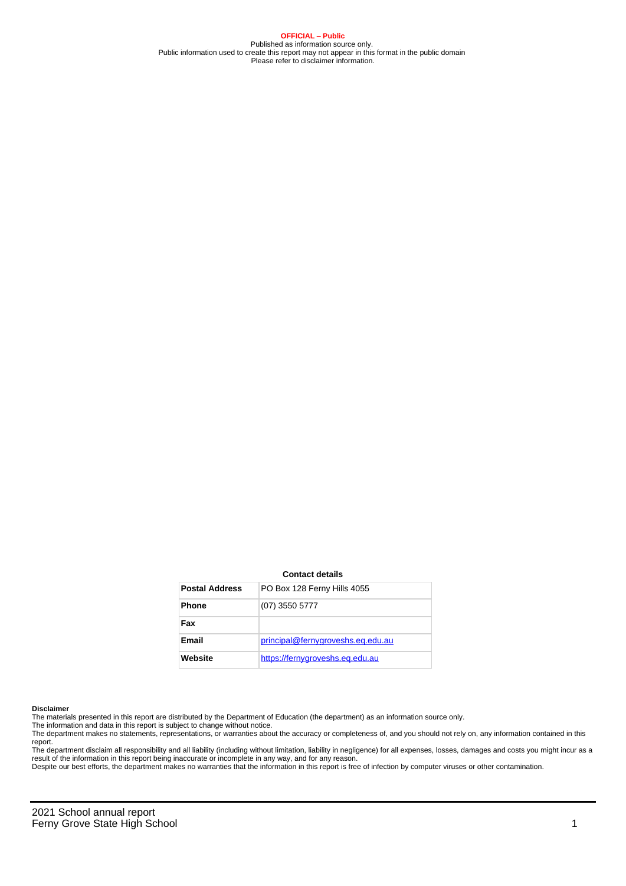**OFFICIAL – Public**
Published as information source only.
Public information used to create this report may not appear in this format in the public domain
Please refer to disclaimer information.

**Contact details**

| **Postal Address** | PO Box 128 Ferny Hills 4055 |
|---|---|
| **Phone** | (07) 3550 5777 |
| **Fax** | |
| **Email** | principal@fernygroveshs.eq.edu.au |
| **Website** | https://fernygroveshs.eq.edu.au |

**Disclaimer**

The materials presented in this report are distributed by the Department of Education (the department) as an information source only.

The information and data in this report is subject to change without notice.

The department makes no statements, representations, or warranties about the accuracy or completeness of, and you should not rely on, any information contained in this report.

The department disclaim all responsibility and all liability (including without limitation, liability in negligence) for all expenses, losses, damages and costs you might incur as a result of the information in this report being inaccurate or incomplete in any way, and for any reason.

Despite our best efforts, the department makes no warranties that the information in this report is free of infection by computer viruses or other contamination.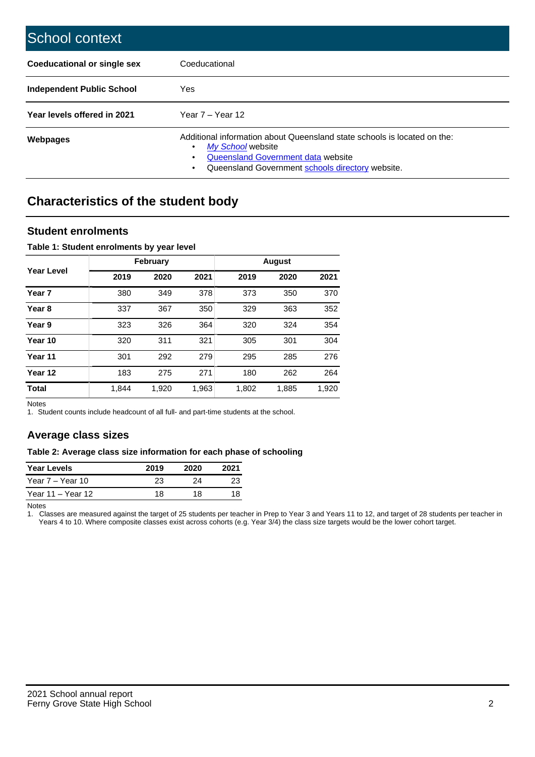# School context

| | |
|---|---|
| **Coeducational or single sex** | Coeducational |
| **Independent Public School** | Yes |
| **Year levels offered in 2021** | Year 7 – Year 12 |
| **Webpages** | Additional information about Queensland state schools is located on the: <br>• *My School* website <br>• Queensland Government data website <br>• Queensland Government schools directory website. |

## Characteristics of the student body

### Student enrolments

**Table 1: Student enrolments by year level**

| Year Level | February | | | August | | |
|---|---|---|---|---|---|---|
| | **2019** | **2020** | **2021** | **2019** | **2020** | **2021** |
| **Year 7** | 380 | 349 | 378 | 373 | 350 | 370 |
| **Year 8** | 337 | 367 | 350 | 329 | 363 | 352 |
| **Year 9** | 323 | 326 | 364 | 320 | 324 | 354 |
| **Year 10** | 320 | 311 | 321 | 305 | 301 | 304 |
| **Year 11** | 301 | 292 | 279 | 295 | 285 | 276 |
| **Year 12** | 183 | 275 | 271 | 180 | 262 | 264 |
| **Total** | 1,844 | 1,920 | 1,963 | 1,802 | 1,885 | 1,920 |

Notes

1. Student counts include headcount of all full- and part-time students at the school.

### Average class sizes

**Table 2: Average class size information for each phase of schooling**

| Year Levels | 2019 | 2020 | 2021 |
|---|---|---|---|
| Year 7 – Year 10 | 23 | 24 | 23 |
| Year 11 – Year 12 | 18 | 18 | 18 |

Notes

1. Classes are measured against the target of 25 students per teacher in Prep to Year 3 and Years 11 to 12, and target of 28 students per teacher in Years 4 to 10. Where composite classes exist across cohorts (e.g. Year 3/4) the class size targets would be the lower cohort target.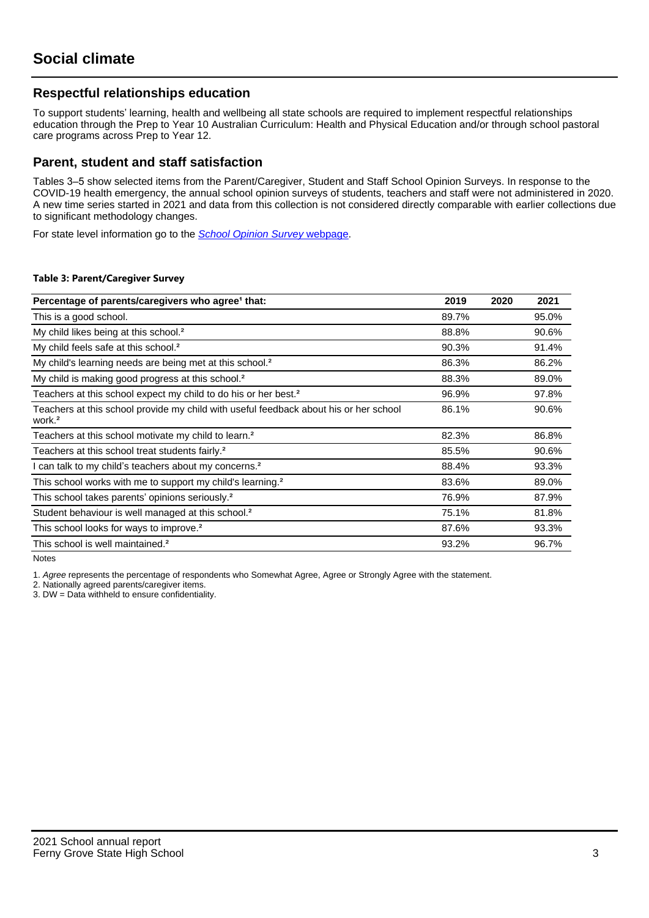# Social climate

## Respectful relationships education

To support students' learning, health and wellbeing all state schools are required to implement respectful relationships education through the Prep to Year 10 Australian Curriculum: Health and Physical Education and/or through school pastoral care programs across Prep to Year 12.

## Parent, student and staff satisfaction

Tables 3–5 show selected items from the Parent/Caregiver, Student and Staff School Opinion Surveys. In response to the COVID-19 health emergency, the annual school opinion surveys of students, teachers and staff were not administered in 2020. A new time series started in 2021 and data from this collection is not considered directly comparable with earlier collections due to significant methodology changes.

For state level information go to the *School Opinion Survey* webpage.

**Table 3: Parent/Caregiver Survey**

| Percentage of parents/caregivers who agree[1] that: | 2019 | 2020 | 2021 |
|---|---|---|---|
| This is a good school. | 89.7% | | 95.0% |
| My child likes being at this school.[2] | 88.8% | | 90.6% |
| My child feels safe at this school.[2] | 90.3% | | 91.4% |
| My child's learning needs are being met at this school.[2] | 86.3% | | 86.2% |
| My child is making good progress at this school.[2] | 88.3% | | 89.0% |
| Teachers at this school expect my child to do his or her best.[2] | 96.9% | | 97.8% |
| Teachers at this school provide my child with useful feedback about his or her school work.[2] | 86.1% | | 90.6% |
| Teachers at this school motivate my child to learn.[2] | 82.3% | | 86.8% |
| Teachers at this school treat students fairly.[2] | 85.5% | | 90.6% |
| I can talk to my child's teachers about my concerns.[2] | 88.4% | | 93.3% |
| This school works with me to support my child's learning.[2] | 83.6% | | 89.0% |
| This school takes parents' opinions seriously.[2] | 76.9% | | 87.9% |
| Student behaviour is well managed at this school.[2] | 75.1% | | 81.8% |
| This school looks for ways to improve.[2] | 87.6% | | 93.3% |
| This school is well maintained.[2] | 93.2% | | 96.7% |

Notes

1. *Agree* represents the percentage of respondents who Somewhat Agree, Agree or Strongly Agree with the statement.
2. Nationally agreed parents/caregiver items.
3. DW = Data withheld to ensure confidentiality.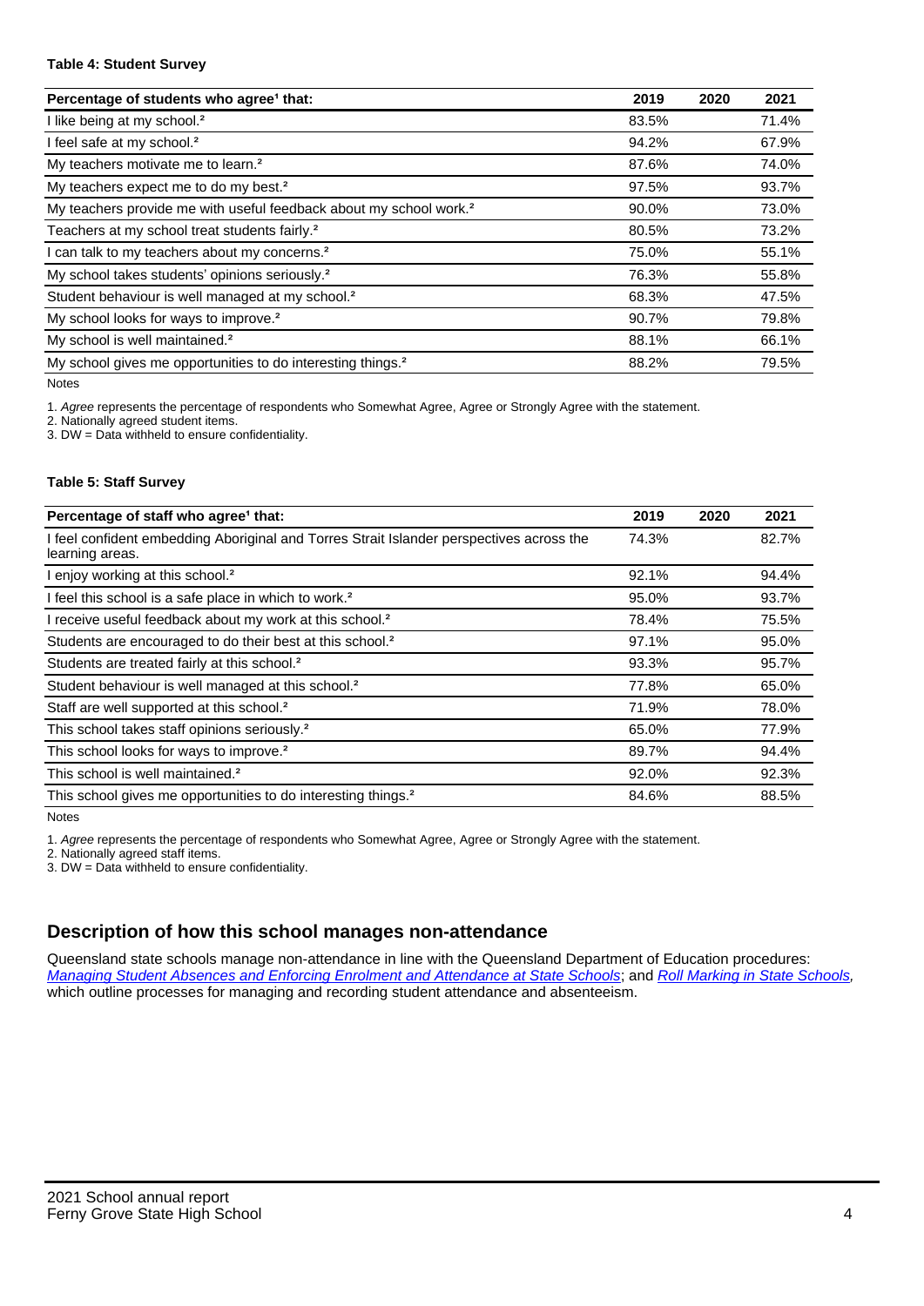#### Table 4: Student Survey

| Percentage of students who agree[1] that: | 2019 | 2020 | 2021 |
|---|---|---|---|
| I like being at my school.[2] | 83.5% | | 71.4% |
| I feel safe at my school.[2] | 94.2% | | 67.9% |
| My teachers motivate me to learn.[2] | 87.6% | | 74.0% |
| My teachers expect me to do my best.[2] | 97.5% | | 93.7% |
| My teachers provide me with useful feedback about my school work.[2] | 90.0% | | 73.0% |
| Teachers at my school treat students fairly.[2] | 80.5% | | 73.2% |
| I can talk to my teachers about my concerns.[2] | 75.0% | | 55.1% |
| My school takes students' opinions seriously.[2] | 76.3% | | 55.8% |
| Student behaviour is well managed at my school.[2] | 68.3% | | 47.5% |
| My school looks for ways to improve.[2] | 90.7% | | 79.8% |
| My school is well maintained.[2] | 88.1% | | 66.1% |
| My school gives me opportunities to do interesting things.[2] | 88.2% | | 79.5% |

Notes

1. *Agree* represents the percentage of respondents who Somewhat Agree, Agree or Strongly Agree with the statement.
2. Nationally agreed student items.
3. DW = Data withheld to ensure confidentiality.

#### Table 5: Staff Survey

| Percentage of staff who agree[1] that: | 2019 | 2020 | 2021 |
|---|---|---|---|
| I feel confident embedding Aboriginal and Torres Strait Islander perspectives across the learning areas. | 74.3% | | 82.7% |
| I enjoy working at this school.[2] | 92.1% | | 94.4% |
| I feel this school is a safe place in which to work.[2] | 95.0% | | 93.7% |
| I receive useful feedback about my work at this school.[2] | 78.4% | | 75.5% |
| Students are encouraged to do their best at this school.[2] | 97.1% | | 95.0% |
| Students are treated fairly at this school.[2] | 93.3% | | 95.7% |
| Student behaviour is well managed at this school.[2] | 77.8% | | 65.0% |
| Staff are well supported at this school.[2] | 71.9% | | 78.0% |
| This school takes staff opinions seriously.[2] | 65.0% | | 77.9% |
| This school looks for ways to improve.[2] | 89.7% | | 94.4% |
| This school is well maintained.[2] | 92.0% | | 92.3% |
| This school gives me opportunities to do interesting things.[2] | 84.6% | | 88.5% |

Notes

1. *Agree* represents the percentage of respondents who Somewhat Agree, Agree or Strongly Agree with the statement.
2. Nationally agreed staff items.
3. DW = Data withheld to ensure confidentiality.

## Description of how this school manages non-attendance

Queensland state schools manage non-attendance in line with the Queensland Department of Education procedures: *Managing Student Absences and Enforcing Enrolment and Attendance at State Schools*; and *Roll Marking in State Schools,* which outline processes for managing and recording student attendance and absenteeism.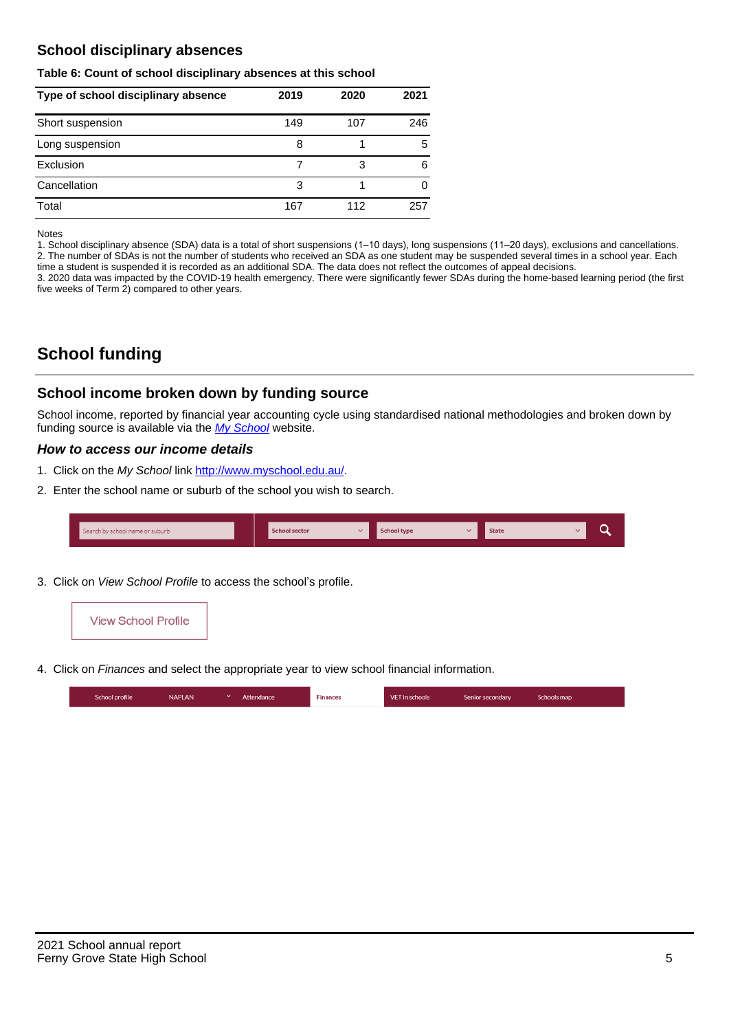## School disciplinary absences

**Table 6: Count of school disciplinary absences at this school**

| Type of school disciplinary absence | 2019 | 2020 | 2021 |
|---|---|---|---|
| Short suspension | 149 | 107 | 246 |
| Long suspension | 8 | 1 | 5 |
| Exclusion | 7 | 3 | 6 |
| Cancellation | 3 | 1 | 0 |
| Total | 167 | 112 | 257 |

Notes
1. School disciplinary absence (SDA) data is a total of short suspensions (1–10 days), long suspensions (11–20 days), exclusions and cancellations.
2. The number of SDAs is not the number of students who received an SDA as one student may be suspended several times in a school year. Each time a student is suspended it is recorded as an additional SDA. The data does not reflect the outcomes of appeal decisions.
3. 2020 data was impacted by the COVID-19 health emergency. There were significantly fewer SDAs during the home-based learning period (the first five weeks of Term 2) compared to other years.

# School funding

## School income broken down by funding source

School income, reported by financial year accounting cycle using standardised national methodologies and broken down by funding source is available via the *My School* website.

### *How to access our income details*

1. Click on the *My School* link http://www.myschool.edu.au/.
2. Enter the school name or suburb of the school you wish to search.

Search by school name or suburb | School sector | School type | State

3. Click on *View School Profile* to access the school's profile.

View School Profile

4. Click on *Finances* and select the appropriate year to view school financial information.

School profile | NAPLAN | Attendance | Finances | VET in schools | Senior secondary | Schools map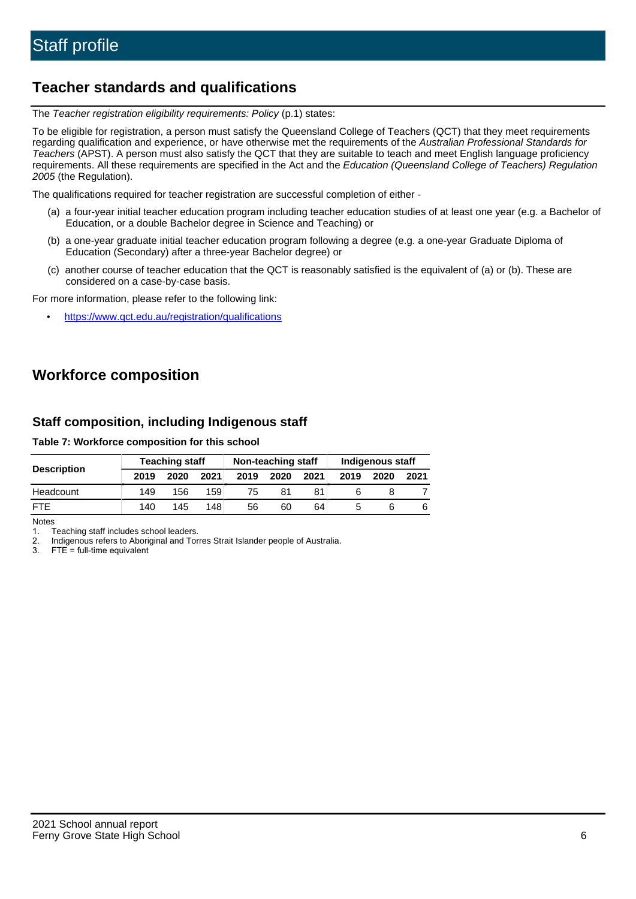# Staff profile

## Teacher standards and qualifications

The *Teacher registration eligibility requirements: Policy* (p.1) states:

To be eligible for registration, a person must satisfy the Queensland College of Teachers (QCT) that they meet requirements regarding qualification and experience, or have otherwise met the requirements of the *Australian Professional Standards for Teachers* (APST). A person must also satisfy the QCT that they are suitable to teach and meet English language proficiency requirements. All these requirements are specified in the Act and the *Education (Queensland College of Teachers) Regulation 2005* (the Regulation).

The qualifications required for teacher registration are successful completion of either -

(a) a four-year initial teacher education program including teacher education studies of at least one year (e.g. a Bachelor of Education, or a double Bachelor degree in Science and Teaching) or

(b) a one-year graduate initial teacher education program following a degree (e.g. a one-year Graduate Diploma of Education (Secondary) after a three-year Bachelor degree) or

(c) another course of teacher education that the QCT is reasonably satisfied is the equivalent of (a) or (b). These are considered on a case-by-case basis.

For more information, please refer to the following link:

- https://www.qct.edu.au/registration/qualifications

## Workforce composition

### Staff composition, including Indigenous staff

**Table 7: Workforce composition for this school**

| Description | Teaching staff | | | Non-teaching staff | | | Indigenous staff | | |
|---|---|---|---|---|---|---|---|---|---|
| | 2019 | 2020 | 2021 | 2019 | 2020 | 2021 | 2019 | 2020 | 2021 |
| Headcount | 149 | 156 | 159 | 75 | 81 | 81 | 6 | 8 | 7 |
| FTE | 140 | 145 | 148 | 56 | 60 | 64 | 5 | 6 | 6 |

Notes

1. Teaching staff includes school leaders.
2. Indigenous refers to Aboriginal and Torres Strait Islander people of Australia.
3. FTE = full-time equivalent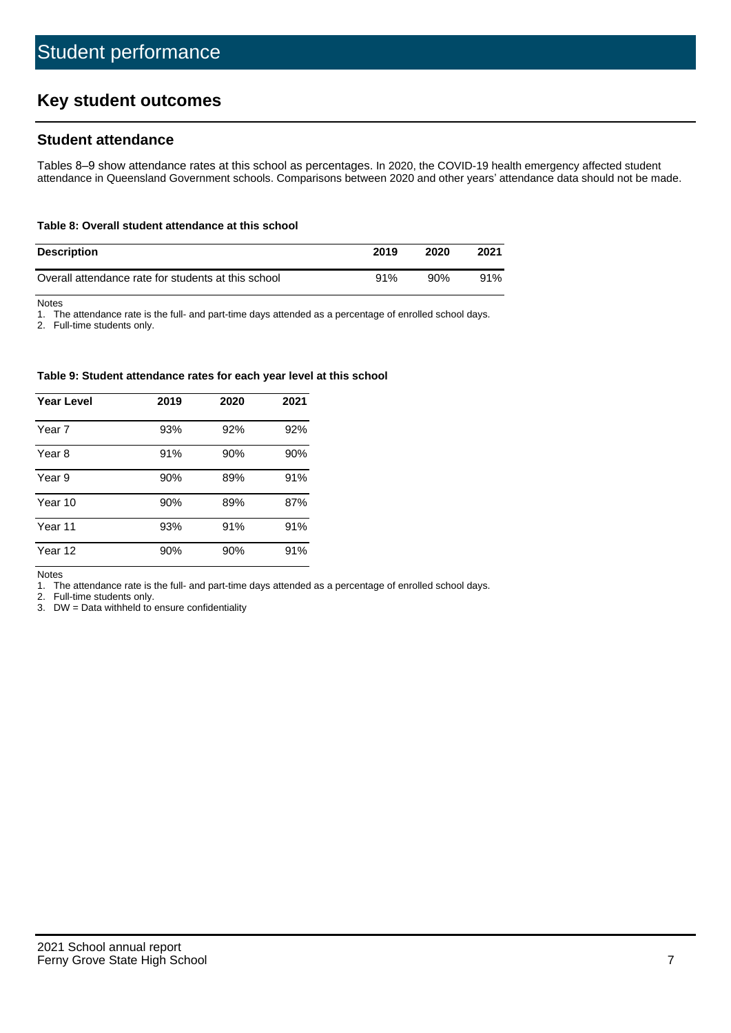# Student performance

## Key student outcomes

### Student attendance

Tables 8–9 show attendance rates at this school as percentages. In 2020, the COVID-19 health emergency affected student attendance in Queensland Government schools. Comparisons between 2020 and other years' attendance data should not be made.

#### Table 8: Overall student attendance at this school

| Description | 2019 | 2020 | 2021 |
| --- | --- | --- | --- |
| Overall attendance rate for students at this school | 91% | 90% | 91% |

Notes

1. The attendance rate is the full- and part-time days attended as a percentage of enrolled school days.
2. Full-time students only.

#### Table 9: Student attendance rates for each year level at this school

| Year Level | 2019 | 2020 | 2021 |
| --- | --- | --- | --- |
| Year 7 | 93% | 92% | 92% |
| Year 8 | 91% | 90% | 90% |
| Year 9 | 90% | 89% | 91% |
| Year 10 | 90% | 89% | 87% |
| Year 11 | 93% | 91% | 91% |
| Year 12 | 90% | 90% | 91% |

Notes

1. The attendance rate is the full- and part-time days attended as a percentage of enrolled school days.
2. Full-time students only.
3. DW = Data withheld to ensure confidentiality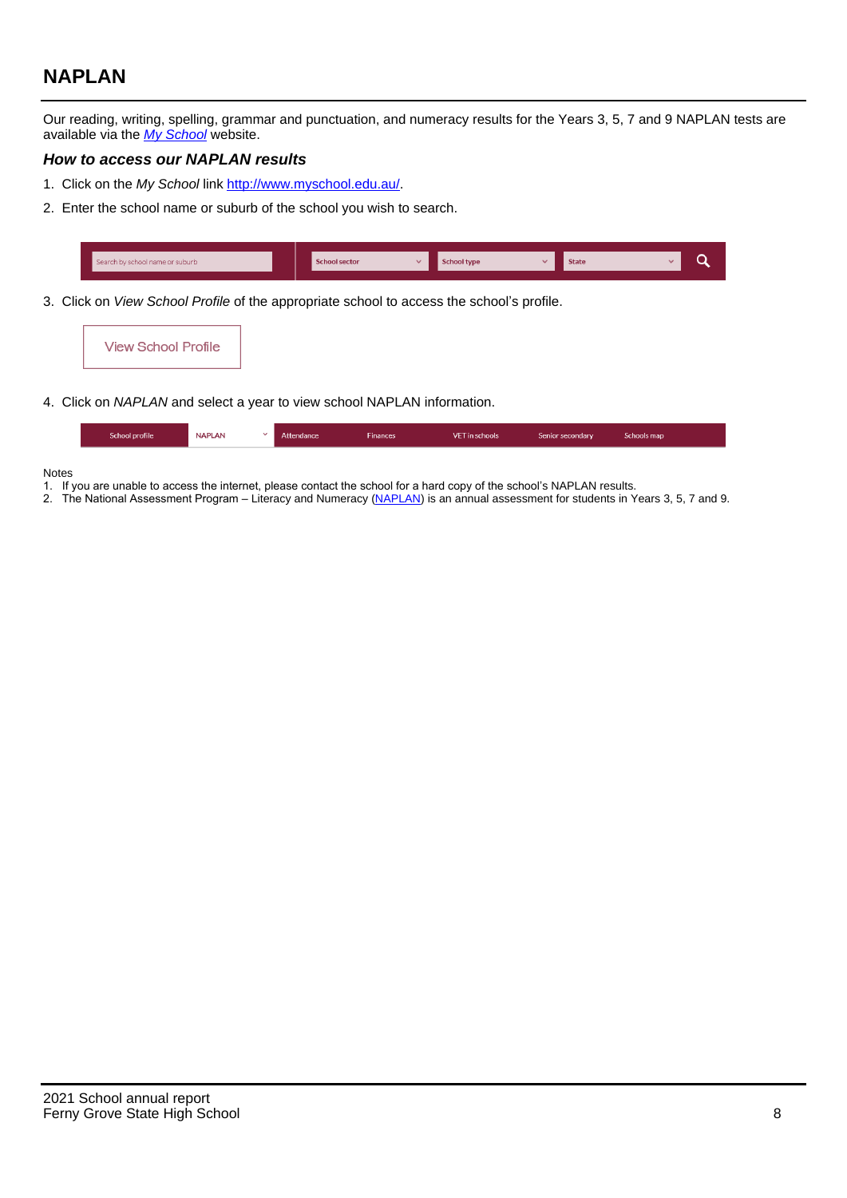## NAPLAN

Our reading, writing, spelling, grammar and punctuation, and numeracy results for the Years 3, 5, 7 and 9 NAPLAN tests are available via the [*My School*](http://www.myschool.edu.au/) website.

### *How to access our NAPLAN results*

1. Click on the *My School* link [http://www.myschool.edu.au/](http://www.myschool.edu.au/).
2. Enter the school name or suburb of the school you wish to search.

   Search by school name or suburb | School sector | School type | State

3. Click on *View School Profile* of the appropriate school to access the school's profile.

   View School Profile

4. Click on *NAPLAN* and select a year to view school NAPLAN information.

   School profile | NAPLAN | Attendance | Finances | VET in schools | Senior secondary | Schools map

Notes

1. If you are unable to access the internet, please contact the school for a hard copy of the school's NAPLAN results.
2. The National Assessment Program – Literacy and Numeracy (NAPLAN) is an annual assessment for students in Years 3, 5, 7 and 9.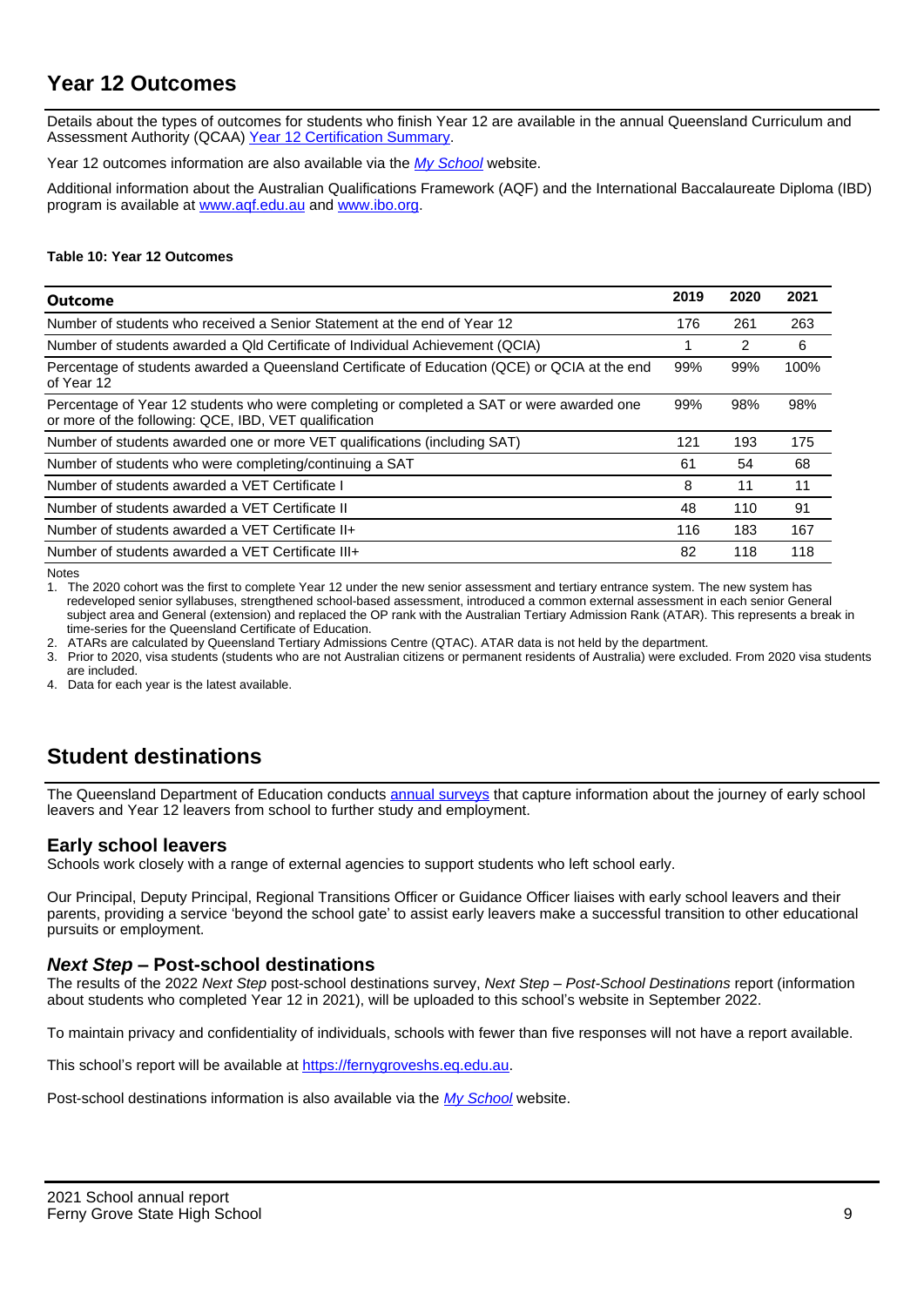## Year 12 Outcomes

Details about the types of outcomes for students who finish Year 12 are available in the annual Queensland Curriculum and Assessment Authority (QCAA) Year 12 Certification Summary.

Year 12 outcomes information are also available via the *My School* website.

Additional information about the Australian Qualifications Framework (AQF) and the International Baccalaureate Diploma (IBD) program is available at www.aqf.edu.au and www.ibo.org.

**Table 10: Year 12 Outcomes**

| Outcome | 2019 | 2020 | 2021 |
|---|---|---|---|
| Number of students who received a Senior Statement at the end of Year 12 | 176 | 261 | 263 |
| Number of students awarded a Qld Certificate of Individual Achievement (QCIA) | 1 | 2 | 6 |
| Percentage of students awarded a Queensland Certificate of Education (QCE) or QCIA at the end of Year 12 | 99% | 99% | 100% |
| Percentage of Year 12 students who were completing or completed a SAT or were awarded one or more of the following: QCE, IBD, VET qualification | 99% | 98% | 98% |
| Number of students awarded one or more VET qualifications (including SAT) | 121 | 193 | 175 |
| Number of students who were completing/continuing a SAT | 61 | 54 | 68 |
| Number of students awarded a VET Certificate I | 8 | 11 | 11 |
| Number of students awarded a VET Certificate II | 48 | 110 | 91 |
| Number of students awarded a VET Certificate II+ | 116 | 183 | 167 |
| Number of students awarded a VET Certificate III+ | 82 | 118 | 118 |

Notes

1. The 2020 cohort was the first to complete Year 12 under the new senior assessment and tertiary entrance system. The new system has redeveloped senior syllabuses, strengthened school-based assessment, introduced a common external assessment in each senior General subject area and General (extension) and replaced the OP rank with the Australian Tertiary Admission Rank (ATAR). This represents a break in time-series for the Queensland Certificate of Education.
2. ATARs are calculated by Queensland Tertiary Admissions Centre (QTAC). ATAR data is not held by the department.
3. Prior to 2020, visa students (students who are not Australian citizens or permanent residents of Australia) were excluded. From 2020 visa students are included.
4. Data for each year is the latest available.

## Student destinations

The Queensland Department of Education conducts annual surveys that capture information about the journey of early school leavers and Year 12 leavers from school to further study and employment.

### Early school leavers

Schools work closely with a range of external agencies to support students who left school early.

Our Principal, Deputy Principal, Regional Transitions Officer or Guidance Officer liaises with early school leavers and their parents, providing a service 'beyond the school gate' to assist early leavers make a successful transition to other educational pursuits or employment.

### *Next Step* – Post-school destinations

The results of the 2022 *Next Step* post-school destinations survey, *Next Step – Post-School Destinations* report (information about students who completed Year 12 in 2021), will be uploaded to this school's website in September 2022.

To maintain privacy and confidentiality of individuals, schools with fewer than five responses will not have a report available.

This school's report will be available at https://fernygroveshs.eq.edu.au.

Post-school destinations information is also available via the *My School* website.